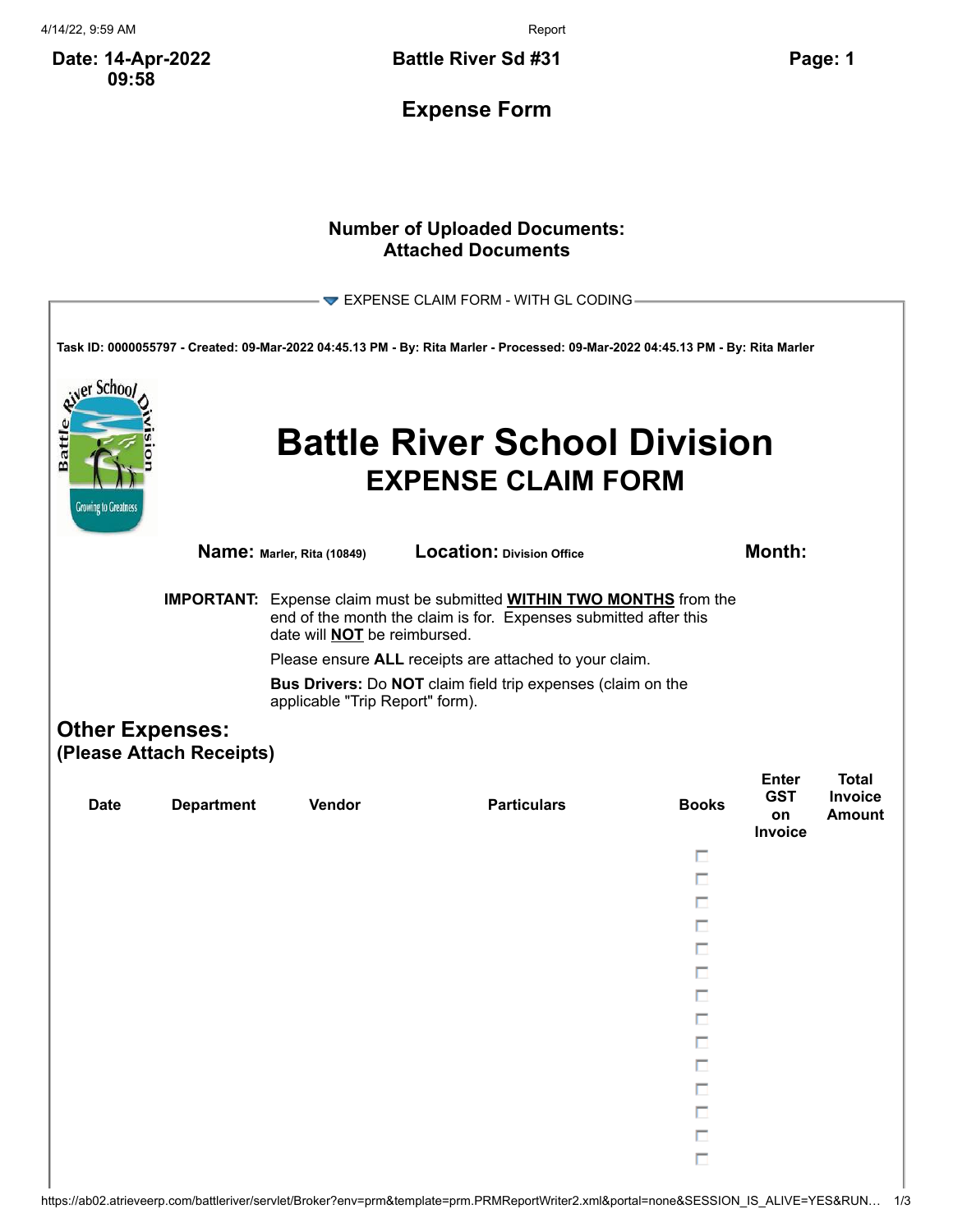Date: 14-Apr-2022 09:58

Battle River Sd #31

# Expense Form

**Number of Uploaded Documents:**
**Attached Documents**

▼ EXPENSE CLAIM FORM - WITH GL CODING

**Task ID: 0000055797 - Created: 09-Mar-2022 04:45.13 PM - By: Rita Marler - Processed: 09-Mar-2022 04:45.13 PM - By: Rita Marler**

# Battle River School Division
## EXPENSE CLAIM FORM

**Name:** Marler, Rita (10849) **Location:** Division Office **Month:**

**IMPORTANT:** Expense claim must be submitted **WITHIN TWO MONTHS** from the end of the month the claim is for. Expenses submitted after this date will **NOT** be reimbursed.

Please ensure **ALL** receipts are attached to your claim.

**Bus Drivers:** Do **NOT** claim field trip expenses (claim on the applicable "Trip Report" form).

## Other Expenses:
### (Please Attach Receipts)

| Date | Department | Vendor | Particulars | Books | Enter GST on Invoice | Total Invoice Amount |
|---|---|---|---|---|---|---|
| | | | | ☐ | | |
| | | | | ☐ | | |
| | | | | ☐ | | |
| | | | | ☐ | | |
| | | | | ☐ | | |
| | | | | ☐ | | |
| | | | | ☐ | | |
| | | | | ☐ | | |
| | | | | ☐ | | |
| | | | | ☐ | | |
| | | | | ☐ | | |
| | | | | ☐ | | |
| | | | | ☐ | | |
| | | | | ☐ | | |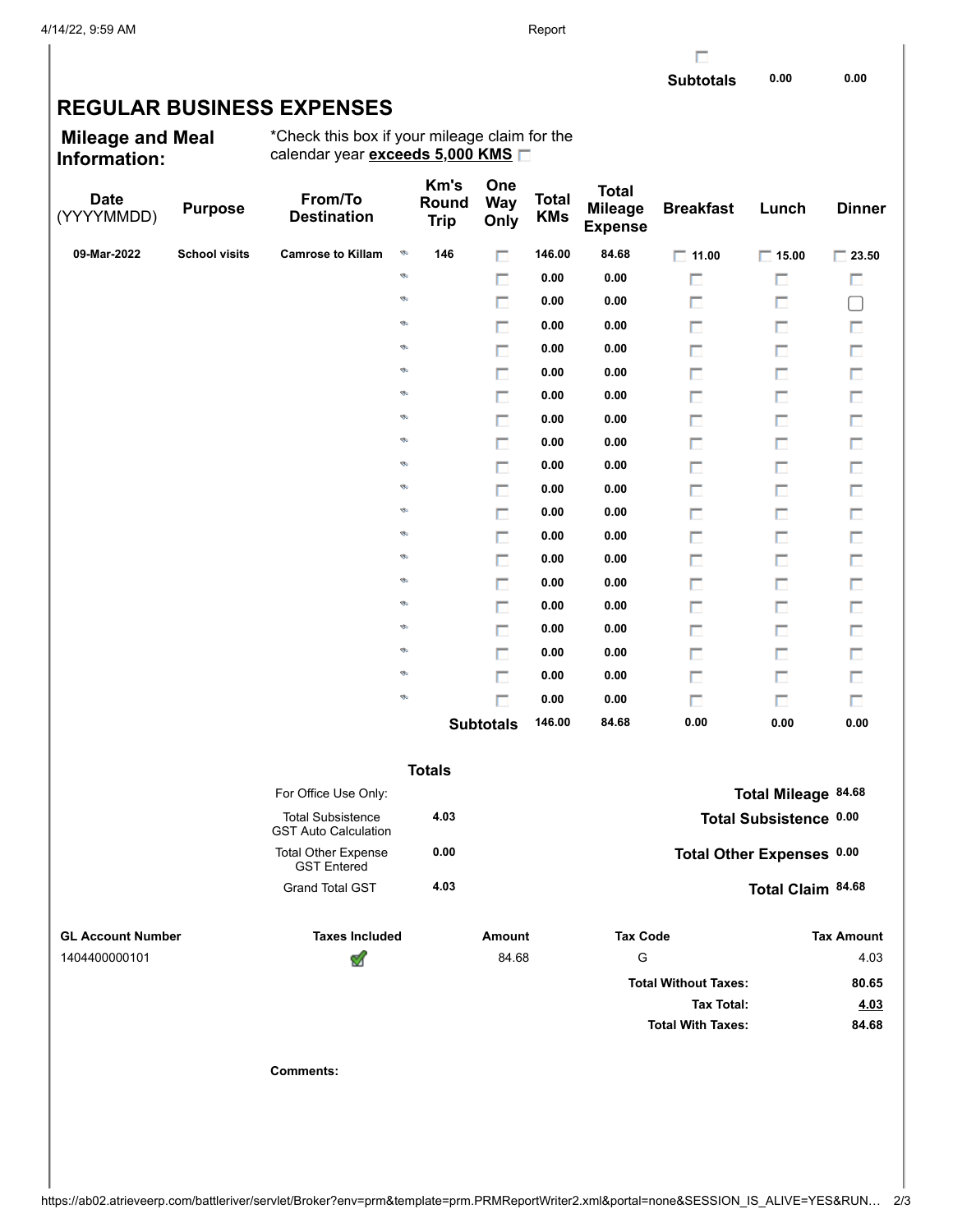| | | |
|---|---|---|
| **Subtotals** | 0.00 | 0.00 |

## REGULAR BUSINESS EXPENSES

**Mileage and Meal Information:**

*Check this box if your mileage claim for the calendar year **exceeds 5,000 KMS** ☐

| Date (YYYYMMDD) | Purpose | From/To Destination | Km's Round Trip | One Way Only | Total KMs | Total Mileage Expense | Breakfast | Lunch | Dinner |
|---|---|---|---|---|---|---|---|---|---|
| 09-Mar-2022 | School visits | Camrose to Killam | 146 | ☐ | 146.00 | 84.68 | ☐ 11.00 | ☐ 15.00 | ☐ 23.50 |
| | | | | ☐ | 0.00 | 0.00 | ☐ | ☐ | ☐ |
| | | | | ☐ | 0.00 | 0.00 | ☐ | ☐ | ☐ |
| | | | | ☐ | 0.00 | 0.00 | ☐ | ☐ | ☐ |
| | | | | ☐ | 0.00 | 0.00 | ☐ | ☐ | ☐ |
| | | | | ☐ | 0.00 | 0.00 | ☐ | ☐ | ☐ |
| | | | | ☐ | 0.00 | 0.00 | ☐ | ☐ | ☐ |
| | | | | ☐ | 0.00 | 0.00 | ☐ | ☐ | ☐ |
| | | | | ☐ | 0.00 | 0.00 | ☐ | ☐ | ☐ |
| | | | | ☐ | 0.00 | 0.00 | ☐ | ☐ | ☐ |
| | | | | ☐ | 0.00 | 0.00 | ☐ | ☐ | ☐ |
| | | | | ☐ | 0.00 | 0.00 | ☐ | ☐ | ☐ |
| | | | | ☐ | 0.00 | 0.00 | ☐ | ☐ | ☐ |
| | | | | ☐ | 0.00 | 0.00 | ☐ | ☐ | ☐ |
| | | | | ☐ | 0.00 | 0.00 | ☐ | ☐ | ☐ |
| | | | | ☐ | 0.00 | 0.00 | ☐ | ☐ | ☐ |
| | | | | ☐ | 0.00 | 0.00 | ☐ | ☐ | ☐ |
| | | | | ☐ | 0.00 | 0.00 | ☐ | ☐ | ☐ |
| | | | | ☐ | 0.00 | 0.00 | ☐ | ☐ | ☐ |
| | | | | ☐ | 0.00 | 0.00 | ☐ | ☐ | ☐ |
| | | | | **Subtotals** | 146.00 | 84.68 | 0.00 | 0.00 | 0.00 |

**Totals**

| | | | |
|---|---|---|---|
| For Office Use Only: | | **Total Mileage** | 84.68 |
| Total Subsistence GST Auto Calculation | 4.03 | **Total Subsistence** | 0.00 |
| Total Other Expense GST Entered | 0.00 | **Total Other Expenses** | 0.00 |
| Grand Total GST | 4.03 | **Total Claim** | 84.68 |

| GL Account Number | Taxes Included | Amount | Tax Code | Tax Amount |
|---|---|---|---|---|
| 1404400000101 | ✔ | 84.68 | G | 4.03 |
| | | | **Total Without Taxes:** | 80.65 |
| | | | **Tax Total:** | 4.03 |
| | | | **Total With Taxes:** | 84.68 |

**Comments:**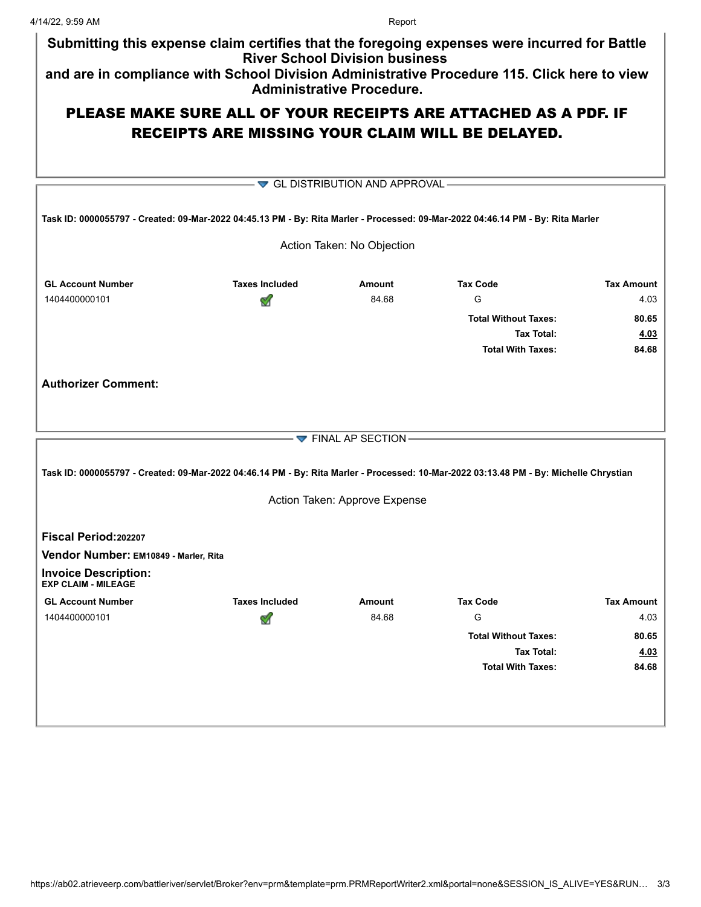**Submitting this expense claim certifies that the foregoing expenses were incurred for Battle River School Division business and are in compliance with School Division Administrative Procedure 115. Click here to view Administrative Procedure.**

## PLEASE MAKE SURE ALL OF YOUR RECEIPTS ARE ATTACHED AS A PDF. IF RECEIPTS ARE MISSING YOUR CLAIM WILL BE DELAYED.

### GL DISTRIBUTION AND APPROVAL

**Task ID: 0000055797 - Created: 09-Mar-2022 04:45.13 PM - By: Rita Marler - Processed: 09-Mar-2022 04:46.14 PM - By: Rita Marler**

Action Taken: No Objection

| GL Account Number | Taxes Included | Amount | Tax Code | Tax Amount |
|---|---|---|---|---|
| 1404400000101 | ✓ | 84.68 | G | 4.03 |
| | | | **Total Without Taxes:** | **80.65** |
| | | | **Tax Total:** | **4.03** |
| | | | **Total With Taxes:** | **84.68** |

**Authorizer Comment:**

### FINAL AP SECTION

**Task ID: 0000055797 - Created: 09-Mar-2022 04:46.14 PM - By: Rita Marler - Processed: 10-Mar-2022 03:13.48 PM - By: Michelle Chrystian**

Action Taken: Approve Expense

**Fiscal Period:** **202207**

**Vendor Number:** **EM10849 - Marler, Rita**

**Invoice Description:**
**EXP CLAIM - MILEAGE**

| GL Account Number | Taxes Included | Amount | Tax Code | Tax Amount |
|---|---|---|---|---|
| 1404400000101 | ✓ | 84.68 | G | 4.03 |
| | | | **Total Without Taxes:** | **80.65** |
| | | | **Tax Total:** | **4.03** |
| | | | **Total With Taxes:** | **84.68** |